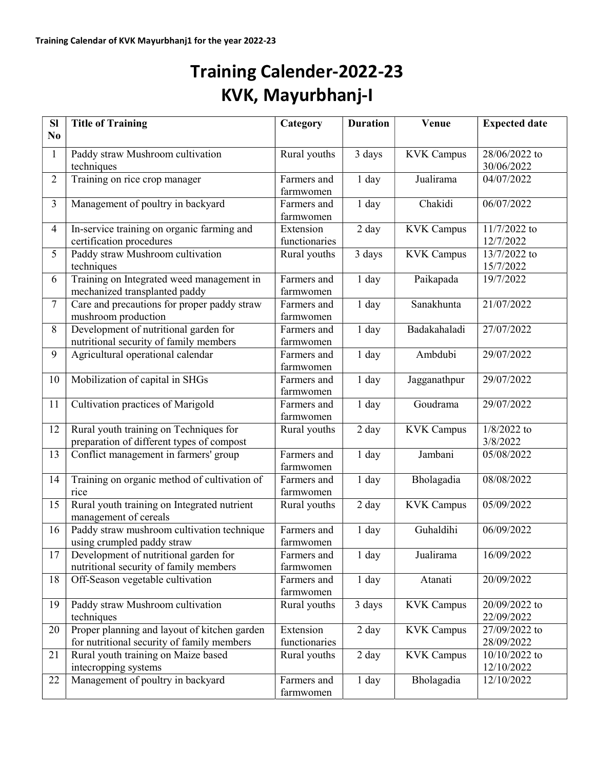**Training Calendar of KVK Mayurbhanj1 for the year 2022-23**

# Training Calender-2022-23
# KVK, Mayurbhanj-I

| Sl No | Title of Training | Category | Duration | Venue | Expected date |
|---|---|---|---|---|---|
| 1 | Paddy straw Mushroom cultivation techniques | Rural youths | 3 days | KVK Campus | 28/06/2022 to 30/06/2022 |
| 2 | Training on rice crop manager | Farmers and farmwomen | 1 day | Jualirama | 04/07/2022 |
| 3 | Management of poultry in backyard | Farmers and farmwomen | 1 day | Chakidi | 06/07/2022 |
| 4 | In-service training on organic farming and certification procedures | Extension functionaries | 2 day | KVK Campus | 11/7/2022 to 12/7/2022 |
| 5 | Paddy straw Mushroom cultivation techniques | Rural youths | 3 days | KVK Campus | 13/7/2022 to 15/7/2022 |
| 6 | Training on Integrated weed management in mechanized transplanted paddy | Farmers and farmwomen | 1 day | Paikapada | 19/7/2022 |
| 7 | Care and precautions for proper paddy straw mushroom production | Farmers and farmwomen | 1 day | Sanakhunta | 21/07/2022 |
| 8 | Development of nutritional garden for nutritional security of family members | Farmers and farmwomen | 1 day | Badakahaladi | 27/07/2022 |
| 9 | Agricultural operational calendar | Farmers and farmwomen | 1 day | Ambdubi | 29/07/2022 |
| 10 | Mobilization of capital in SHGs | Farmers and farmwomen | 1 day | Jagganathpur | 29/07/2022 |
| 11 | Cultivation practices of Marigold | Farmers and farmwomen | 1 day | Goudrama | 29/07/2022 |
| 12 | Rural youth training on Techniques for preparation of different types of compost | Rural youths | 2 day | KVK Campus | 1/8/2022 to 3/8/2022 |
| 13 | Conflict management in farmers' group | Farmers and farmwomen | 1 day | Jambani | 05/08/2022 |
| 14 | Training on organic method of cultivation of rice | Farmers and farmwomen | 1 day | Bholagadia | 08/08/2022 |
| 15 | Rural youth training on Integrated nutrient management of cereals | Rural youths | 2 day | KVK Campus | 05/09/2022 |
| 16 | Paddy straw mushroom cultivation technique using crumpled paddy straw | Farmers and farmwomen | 1 day | Guhaldihi | 06/09/2022 |
| 17 | Development of nutritional garden for nutritional security of family members | Farmers and farmwomen | 1 day | Jualirama | 16/09/2022 |
| 18 | Off-Season vegetable cultivation | Farmers and farmwomen | 1 day | Atanati | 20/09/2022 |
| 19 | Paddy straw Mushroom cultivation techniques | Rural youths | 3 days | KVK Campus | 20/09/2022 to 22/09/2022 |
| 20 | Proper planning and layout of kitchen garden for nutritional security of family members | Extension functionaries | 2 day | KVK Campus | 27/09/2022 to 28/09/2022 |
| 21 | Rural youth training on Maize based intecropping systems | Rural youths | 2 day | KVK Campus | 10/10/2022 to 12/10/2022 |
| 22 | Management of poultry in backyard | Farmers and farmwomen | 1 day | Bholagadia | 12/10/2022 |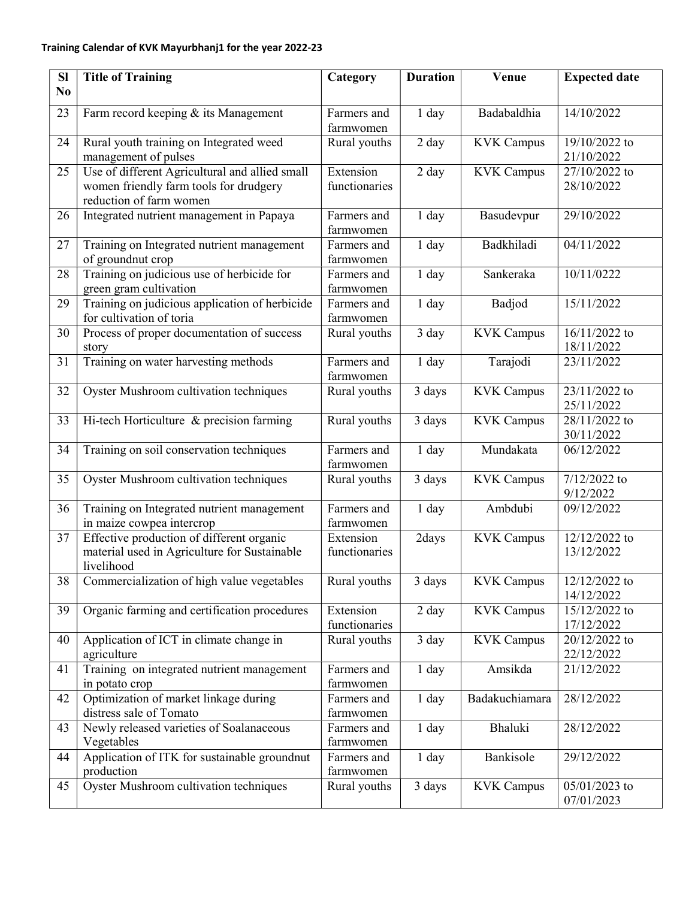**Training Calendar of KVK Mayurbhanj1 for the year 2022-23**

| Sl No | Title of Training | Category | Duration | Venue | Expected date |
|---|---|---|---|---|---|
| 23 | Farm record keeping & its Management | Farmers and farmwomen | 1 day | Badabaldhia | 14/10/2022 |
| 24 | Rural youth training on Integrated weed management of pulses | Rural youths | 2 day | KVK Campus | 19/10/2022 to 21/10/2022 |
| 25 | Use of different Agricultural and allied small women friendly farm tools for drudgery reduction of farm women | Extension functionaries | 2 day | KVK Campus | 27/10/2022 to 28/10/2022 |
| 26 | Integrated nutrient management in Papaya | Farmers and farmwomen | 1 day | Basudevpur | 29/10/2022 |
| 27 | Training on Integrated nutrient management of groundnut crop | Farmers and farmwomen | 1 day | Badkhiladi | 04/11/2022 |
| 28 | Training on judicious use of herbicide for green gram cultivation | Farmers and farmwomen | 1 day | Sankeraka | 10/11/0222 |
| 29 | Training on judicious application of herbicide for cultivation of toria | Farmers and farmwomen | 1 day | Badjod | 15/11/2022 |
| 30 | Process of proper documentation of success story | Rural youths | 3 day | KVK Campus | 16/11/2022 to 18/11/2022 |
| 31 | Training on water harvesting methods | Farmers and farmwomen | 1 day | Tarajodi | 23/11/2022 |
| 32 | Oyster Mushroom cultivation techniques | Rural youths | 3 days | KVK Campus | 23/11/2022 to 25/11/2022 |
| 33 | Hi-tech Horticulture & precision farming | Rural youths | 3 days | KVK Campus | 28/11/2022 to 30/11/2022 |
| 34 | Training on soil conservation techniques | Farmers and farmwomen | 1 day | Mundakata | 06/12/2022 |
| 35 | Oyster Mushroom cultivation techniques | Rural youths | 3 days | KVK Campus | 7/12/2022 to 9/12/2022 |
| 36 | Training on Integrated nutrient management in maize cowpea intercrop | Farmers and farmwomen | 1 day | Ambdubi | 09/12/2022 |
| 37 | Effective production of different organic material used in Agriculture for Sustainable livelihood | Extension functionaries | 2days | KVK Campus | 12/12/2022 to 13/12/2022 |
| 38 | Commercialization of high value vegetables | Rural youths | 3 days | KVK Campus | 12/12/2022 to 14/12/2022 |
| 39 | Organic farming and certification procedures | Extension functionaries | 2 day | KVK Campus | 15/12/2022 to 17/12/2022 |
| 40 | Application of ICT in climate change in agriculture | Rural youths | 3 day | KVK Campus | 20/12/2022 to 22/12/2022 |
| 41 | Training on integrated nutrient management in potato crop | Farmers and farmwomen | 1 day | Amsikda | 21/12/2022 |
| 42 | Optimization of market linkage during distress sale of Tomato | Farmers and farmwomen | 1 day | Badakuchiamara | 28/12/2022 |
| 43 | Newly released varieties of Soalanaceous Vegetables | Farmers and farmwomen | 1 day | Bhaluki | 28/12/2022 |
| 44 | Application of ITK for sustainable groundnut production | Farmers and farmwomen | 1 day | Bankisole | 29/12/2022 |
| 45 | Oyster Mushroom cultivation techniques | Rural youths | 3 days | KVK Campus | 05/01/2023 to 07/01/2023 |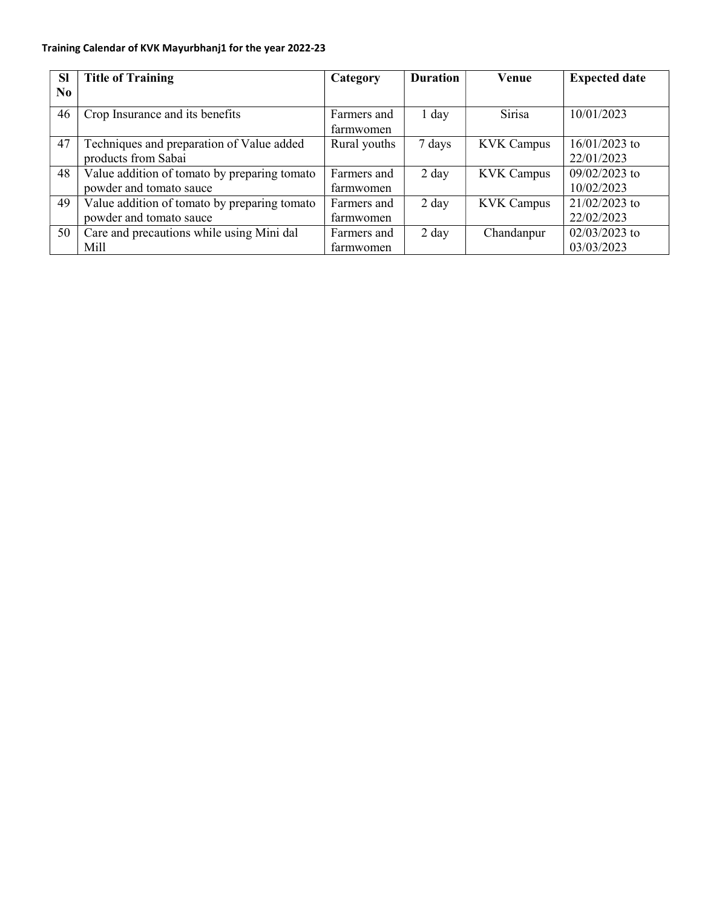**Training Calendar of KVK Mayurbhanj1 for the year 2022-23**

| Sl No | Title of Training | Category | Duration | Venue | Expected date |
|---|---|---|---|---|---|
| 46 | Crop Insurance and its benefits | Farmers and farmwomen | 1 day | Sirisa | 10/01/2023 |
| 47 | Techniques and preparation of Value added products from Sabai | Rural youths | 7 days | KVK Campus | 16/01/2023 to 22/01/2023 |
| 48 | Value addition of tomato by preparing tomato powder and tomato sauce | Farmers and farmwomen | 2 day | KVK Campus | 09/02/2023 to 10/02/2023 |
| 49 | Value addition of tomato by preparing tomato powder and tomato sauce | Farmers and farmwomen | 2 day | KVK Campus | 21/02/2023 to 22/02/2023 |
| 50 | Care and precautions while using Mini dal Mill | Farmers and farmwomen | 2 day | Chandanpur | 02/03/2023 to 03/03/2023 |